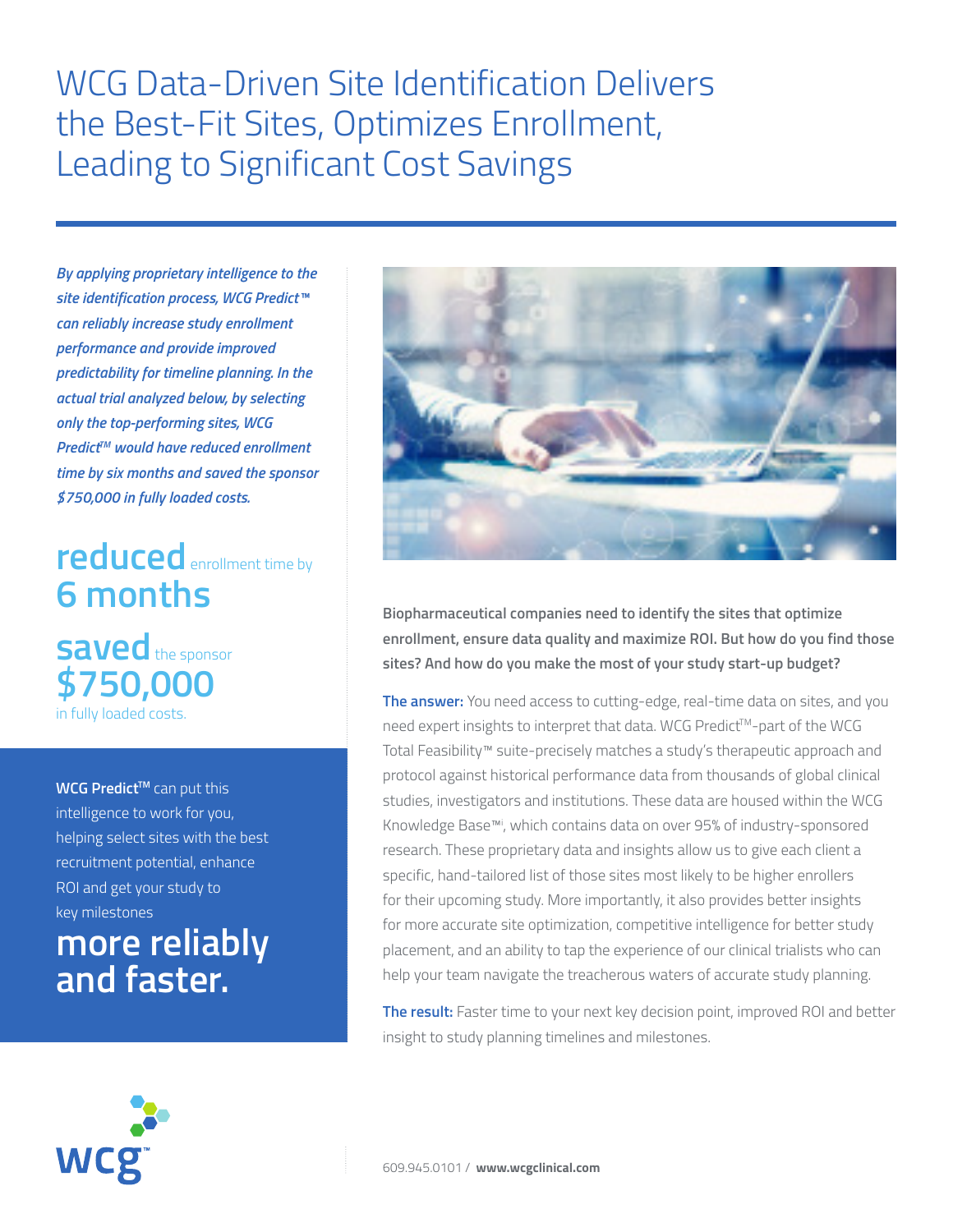# WCG Data-Driven Site Identification Delivers the Best-Fit Sites, Optimizes Enrollment, Leading to Significant Cost Savings

*By applying proprietary intelligence to the site identification process, WCG Predict™ can reliably increase study enrollment performance and provide improved predictability for timeline planning. In the actual trial analyzed below, by selecting only the top-performing sites, WCG Predict™ would have reduced enrollment time by six months and saved the sponsor $750,000 in fully loaded costs.*

**reduced** enrollment time by **6 months**

**saved** the sponsor **$750,000** in fully loaded costs.

**WCG Predict™** can put this intelligence to work for you, helping select sites with the best recruitment potential, enhance ROI and get your study to key milestones **more reliably and faster.**

**Biopharmaceutical companies need to identify the sites that optimize enrollment, ensure data quality and maximize ROI. But how do you find those sites? And how do you make the most of your study start-up budget?**

**The answer:** You need access to cutting-edge, real-time data on sites, and you need expert insights to interpret that data. WCG Predict™-part of the WCG Total Feasibility™ suite-precisely matches a study's therapeutic approach and protocol against historical performance data from thousands of global clinical studies, investigators and institutions. These data are housed within the WCG Knowledge Base™, which contains data on over 95% of industry-sponsored research. These proprietary data and insights allow us to give each client a specific, hand-tailored list of those sites most likely to be higher enrollers for their upcoming study. More importantly, it also provides better insights for more accurate site optimization, competitive intelligence for better study placement, and an ability to tap the experience of our clinical trialists who can help your team navigate the treacherous waters of accurate study planning.

**The result:** Faster time to your next key decision point, improved ROI and better insight to study planning timelines and milestones.

wcg™

609.945.0101 / **www.wcgclinical.com**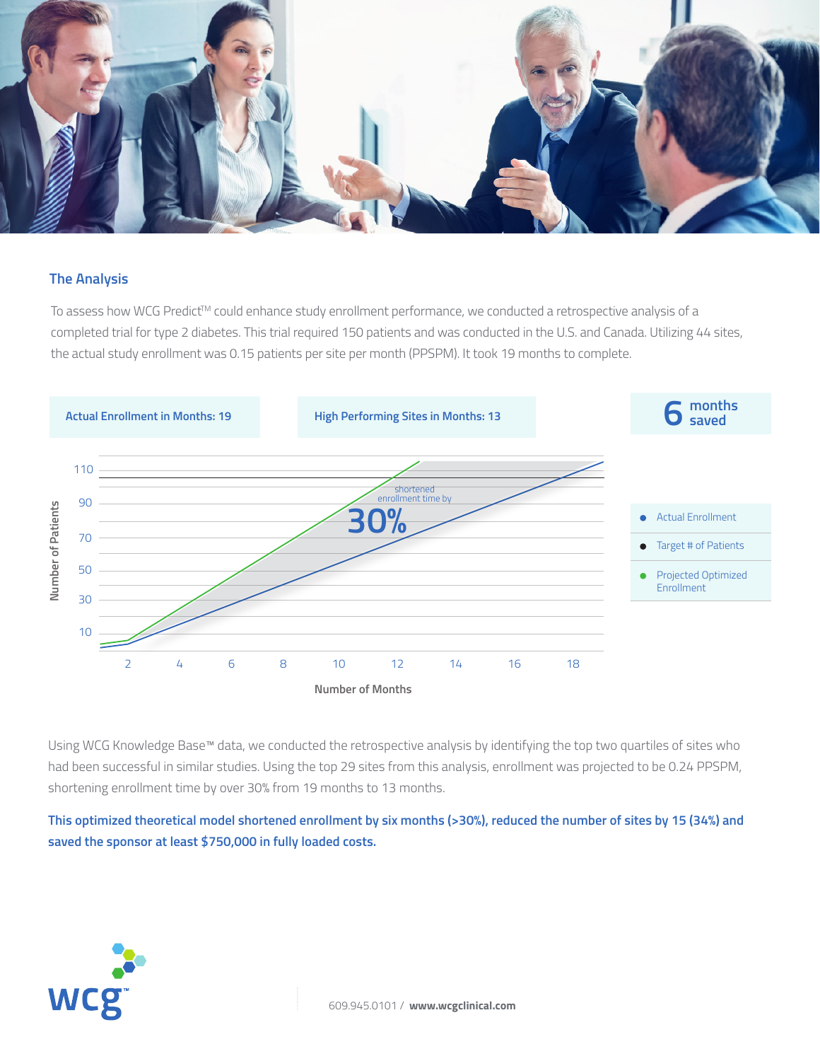## The Analysis

To assess how WCG Predict™ could enhance study enrollment performance, we conducted a retrospective analysis of a completed trial for type 2 diabetes. This trial required 150 patients and was conducted in the U.S. and Canada. Utilizing 44 sites, the actual study enrollment was 0.15 patients per site per month (PPSPM). It took 19 months to complete.

**Actual Enrollment in Months: 19**

**High Performing Sites in Months: 13**

**6 months saved**

shortened enrollment time by **30%**

- Actual Enrollment
- Target # of Patients
- Projected Optimized Enrollment

Number of Patients (y-axis: 10, 30, 50, 70, 90, 110)

Number of Months (x-axis: 2, 4, 6, 8, 10, 12, 14, 16, 18)

Using WCG Knowledge Base™ data, we conducted the retrospective analysis by identifying the top two quartiles of sites who had been successful in similar studies. Using the top 29 sites from this analysis, enrollment was projected to be 0.24 PPSPM, shortening enrollment time by over 30% from 19 months to 13 months.

**This optimized theoretical model shortened enrollment by six months (>30%), reduced the number of sites by 15 (34%) and saved the sponsor at least $750,000 in fully loaded costs.**

wcg™

609.945.0101 / **www.wcgclinical.com**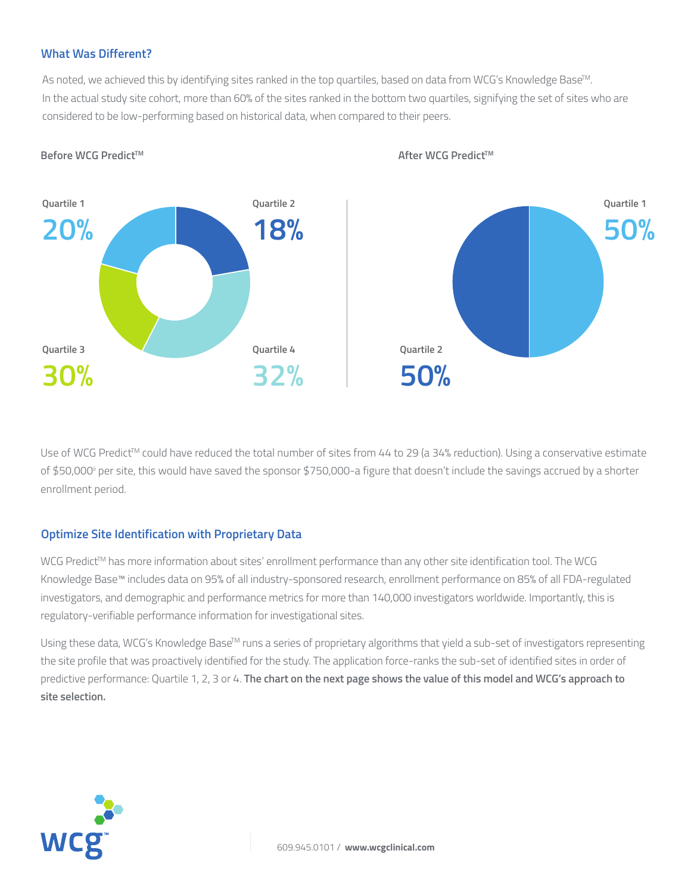### What Was Different?

As noted, we achieved this by identifying sites ranked in the top quartiles, based on data from WCG's Knowledge Base™. In the actual study site cohort, more than 60% of the sites ranked in the bottom two quartiles, signifying the set of sites who are considered to be low-performing based on historical data, when compared to their peers.

**Before WCG Predict™**

Quartile 1
20%

Quartile 2
18%

Quartile 3
30%

Quartile 4
32%

**After WCG Predict™**

Quartile 1
50%

Quartile 2
50%

Use of WCG Predict™ could have reduced the total number of sites from 44 to 29 (a 34% reduction). Using a conservative estimate of $50,000[ii] per site, this would have saved the sponsor $750,000-a figure that doesn't include the savings accrued by a shorter enrollment period.

### Optimize Site Identification with Proprietary Data

WCG Predict™ has more information about sites' enrollment performance than any other site identification tool. The WCG Knowledge Base™ includes data on 95% of all industry-sponsored research, enrollment performance on 85% of all FDA-regulated investigators, and demographic and performance metrics for more than 140,000 investigators worldwide. Importantly, this is regulatory-verifiable performance information for investigational sites.

Using these data, WCG's Knowledge Base™ runs a series of proprietary algorithms that yield a sub-set of investigators representing the site profile that was proactively identified for the study. The application force-ranks the sub-set of identified sites in order of predictive performance: Quartile 1, 2, 3 or 4. **The chart on the next page shows the value of this model and WCG's approach to site selection.**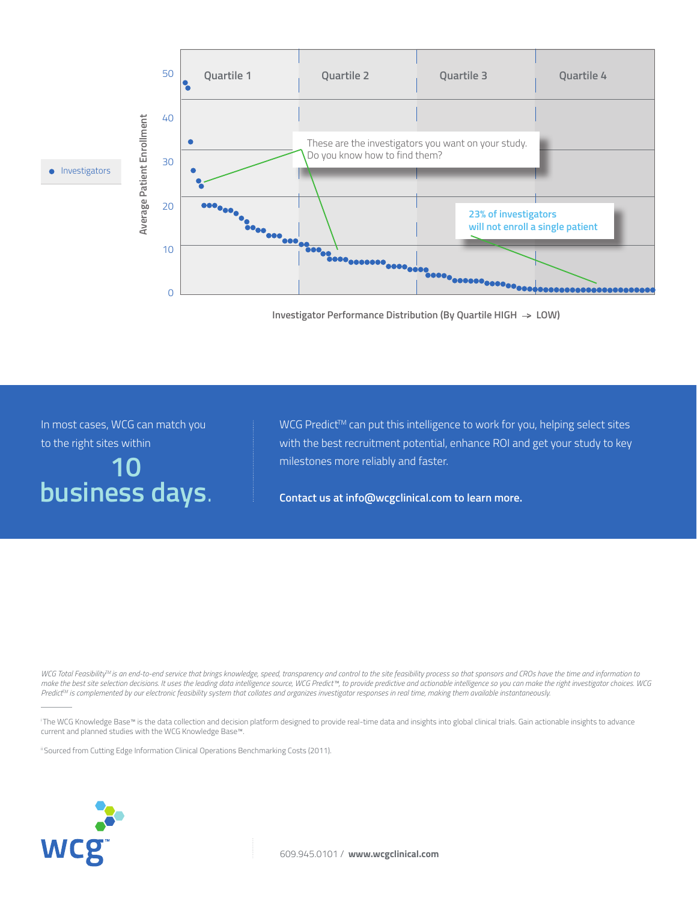Investigators

Average Patient Enrollment

50

40

30

20

10

0

Quartile 1

Quartile 2

Quartile 3

Quartile 4

These are the investigators you want on your study. Do you know how to find them?

23% of investigators will not enroll a single patient

Investigator Performance Distribution (By Quartile HIGH → LOW)

In most cases, WCG can match you to the right sites within

**10 business days.**

WCG Predict™ can put this intelligence to work for you, helping select sites with the best recruitment potential, enhance ROI and get your study to key milestones more reliably and faster.

**Contact us at info@wcgclinical.com to learn more.**

*WCG Total Feasibility™ is an end-to-end service that brings knowledge, speed, transparency and control to the site feasibility process so that sponsors and CROs have the time and information to make the best site selection decisions. It uses the leading data intelligence source, WCG Predict™, to provide predictive and actionable intelligence so you can make the right investigator choices. WCG Predict™ is complemented by our electronic feasibility system that collates and organizes investigator responses in real time, making them available instantaneously.*

---

[i] The WCG Knowledge Base™ is the data collection and decision platform designed to provide real-time data and insights into global clinical trials. Gain actionable insights to advance current and planned studies with the WCG Knowledge Base™.

[ii] Sourced from Cutting Edge Information Clinical Operations Benchmarking Costs (2011).

wcg™

609.945.0101 / **www.wcgclinical.com**